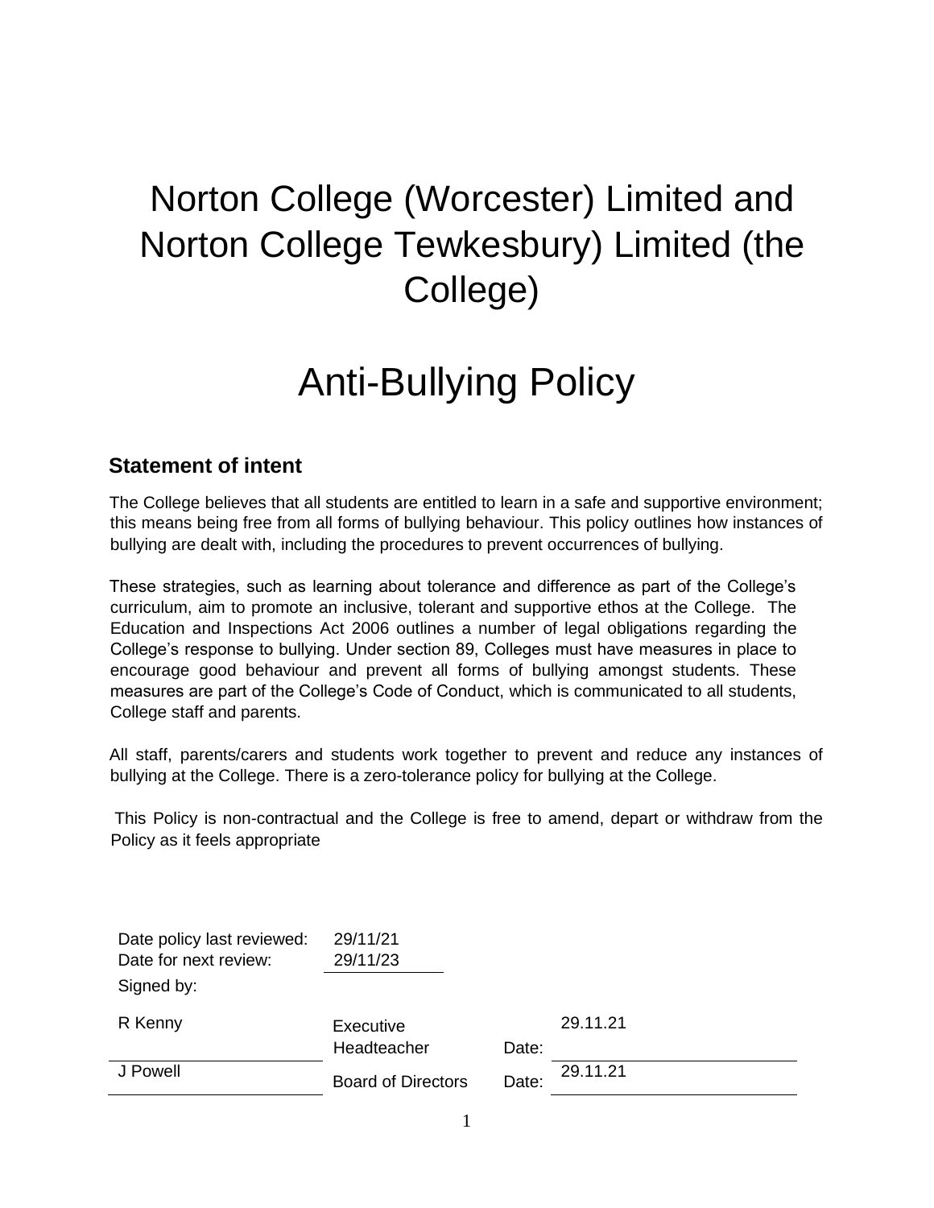# Norton College (Worcester) Limited and Norton College Tewkesbury) Limited (the College)

# Anti-Bullying Policy

## Statement of intent

The College believes that all students are entitled to learn in a safe and supportive environment; this means being free from all forms of bullying behaviour. This policy outlines how instances of bullying are dealt with, including the procedures to prevent occurrences of bullying.

These strategies, such as learning about tolerance and difference as part of the College's curriculum, aim to promote an inclusive, tolerant and supportive ethos at the College. The Education and Inspections Act 2006 outlines a number of legal obligations regarding the College's response to bullying. Under section 89, Colleges must have measures in place to encourage good behaviour and prevent all forms of bullying amongst students. These measures are part of the College's Code of Conduct, which is communicated to all students, College staff and parents.

All staff, parents/carers and students work together to prevent and reduce any instances of bullying at the College. There is a zero-tolerance policy for bullying at the College.

This Policy is non-contractual and the College is free to amend, depart or withdraw from the Policy as it feels appropriate

Date policy last reviewed: 29/11/21
Date for next review: 29/11/23

Signed by:

| | | | |
|---|---|---|---|
| R Kenny | Executive Headteacher | Date: | 29.11.21 |
| J Powell | Board of Directors | Date: | 29.11.21 |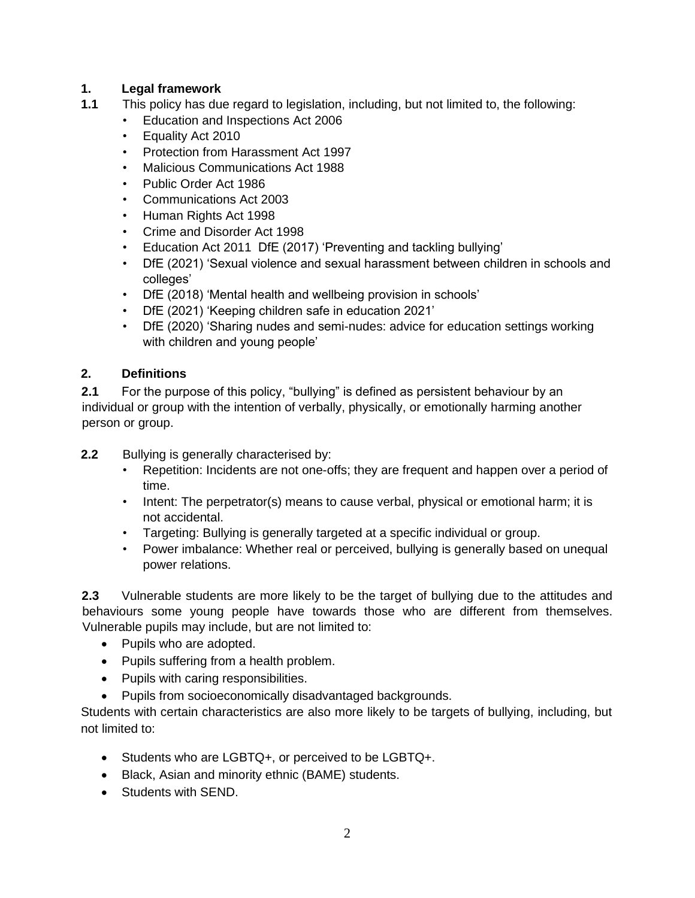## 1. Legal framework

**1.1** This policy has due regard to legislation, including, but not limited to, the following:

- Education and Inspections Act 2006
- Equality Act 2010
- Protection from Harassment Act 1997
- Malicious Communications Act 1988
- Public Order Act 1986
- Communications Act 2003
- Human Rights Act 1998
- Crime and Disorder Act 1998
- Education Act 2011 DfE (2017) 'Preventing and tackling bullying'
- DfE (2021) 'Sexual violence and sexual harassment between children in schools and colleges'
- DfE (2018) 'Mental health and wellbeing provision in schools'
- DfE (2021) 'Keeping children safe in education 2021'
- DfE (2020) 'Sharing nudes and semi-nudes: advice for education settings working with children and young people'

## 2. Definitions

**2.1** For the purpose of this policy, "bullying" is defined as persistent behaviour by an individual or group with the intention of verbally, physically, or emotionally harming another person or group.

**2.2** Bullying is generally characterised by:

- Repetition: Incidents are not one-offs; they are frequent and happen over a period of time.
- Intent: The perpetrator(s) means to cause verbal, physical or emotional harm; it is not accidental.
- Targeting: Bullying is generally targeted at a specific individual or group.
- Power imbalance: Whether real or perceived, bullying is generally based on unequal power relations.

**2.3** Vulnerable students are more likely to be the target of bullying due to the attitudes and behaviours some young people have towards those who are different from themselves. Vulnerable pupils may include, but are not limited to:

- Pupils who are adopted.
- Pupils suffering from a health problem.
- Pupils with caring responsibilities.
- Pupils from socioeconomically disadvantaged backgrounds.

Students with certain characteristics are also more likely to be targets of bullying, including, but not limited to:

- Students who are LGBTQ+, or perceived to be LGBTQ+.
- Black, Asian and minority ethnic (BAME) students.
- Students with SEND.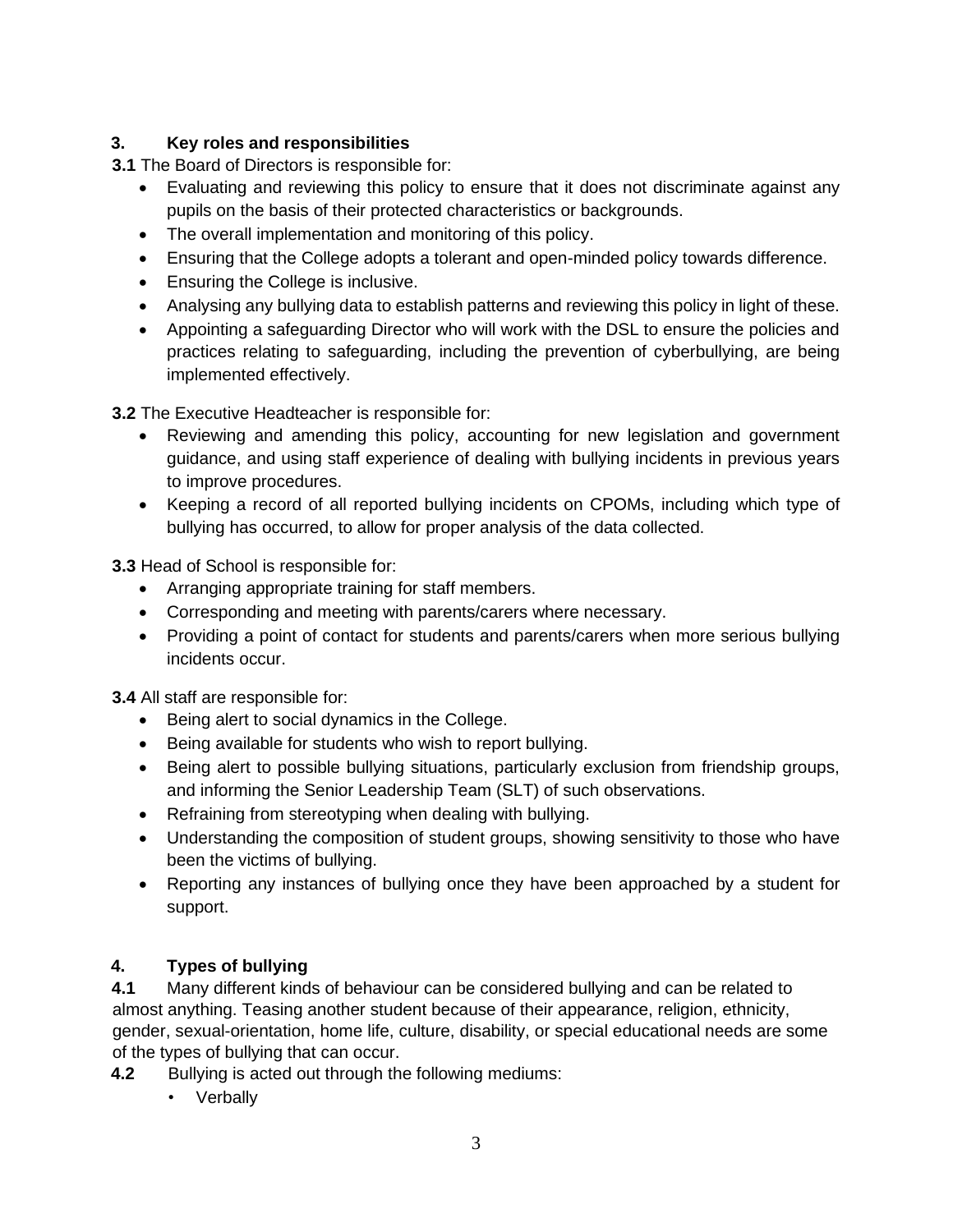## 3. Key roles and responsibilities

**3.1** The Board of Directors is responsible for:

- Evaluating and reviewing this policy to ensure that it does not discriminate against any pupils on the basis of their protected characteristics or backgrounds.
- The overall implementation and monitoring of this policy.
- Ensuring that the College adopts a tolerant and open-minded policy towards difference.
- Ensuring the College is inclusive.
- Analysing any bullying data to establish patterns and reviewing this policy in light of these.
- Appointing a safeguarding Director who will work with the DSL to ensure the policies and practices relating to safeguarding, including the prevention of cyberbullying, are being implemented effectively.

**3.2** The Executive Headteacher is responsible for:

- Reviewing and amending this policy, accounting for new legislation and government guidance, and using staff experience of dealing with bullying incidents in previous years to improve procedures.
- Keeping a record of all reported bullying incidents on CPOMs, including which type of bullying has occurred, to allow for proper analysis of the data collected.

**3.3** Head of School is responsible for:

- Arranging appropriate training for staff members.
- Corresponding and meeting with parents/carers where necessary.
- Providing a point of contact for students and parents/carers when more serious bullying incidents occur.

**3.4** All staff are responsible for:

- Being alert to social dynamics in the College.
- Being available for students who wish to report bullying.
- Being alert to possible bullying situations, particularly exclusion from friendship groups, and informing the Senior Leadership Team (SLT) of such observations.
- Refraining from stereotyping when dealing with bullying.
- Understanding the composition of student groups, showing sensitivity to those who have been the victims of bullying.
- Reporting any instances of bullying once they have been approached by a student for support.

## 4. Types of bullying

**4.1** Many different kinds of behaviour can be considered bullying and can be related to almost anything. Teasing another student because of their appearance, religion, ethnicity, gender, sexual-orientation, home life, culture, disability, or special educational needs are some of the types of bullying that can occur.

**4.2** Bullying is acted out through the following mediums:

- Verbally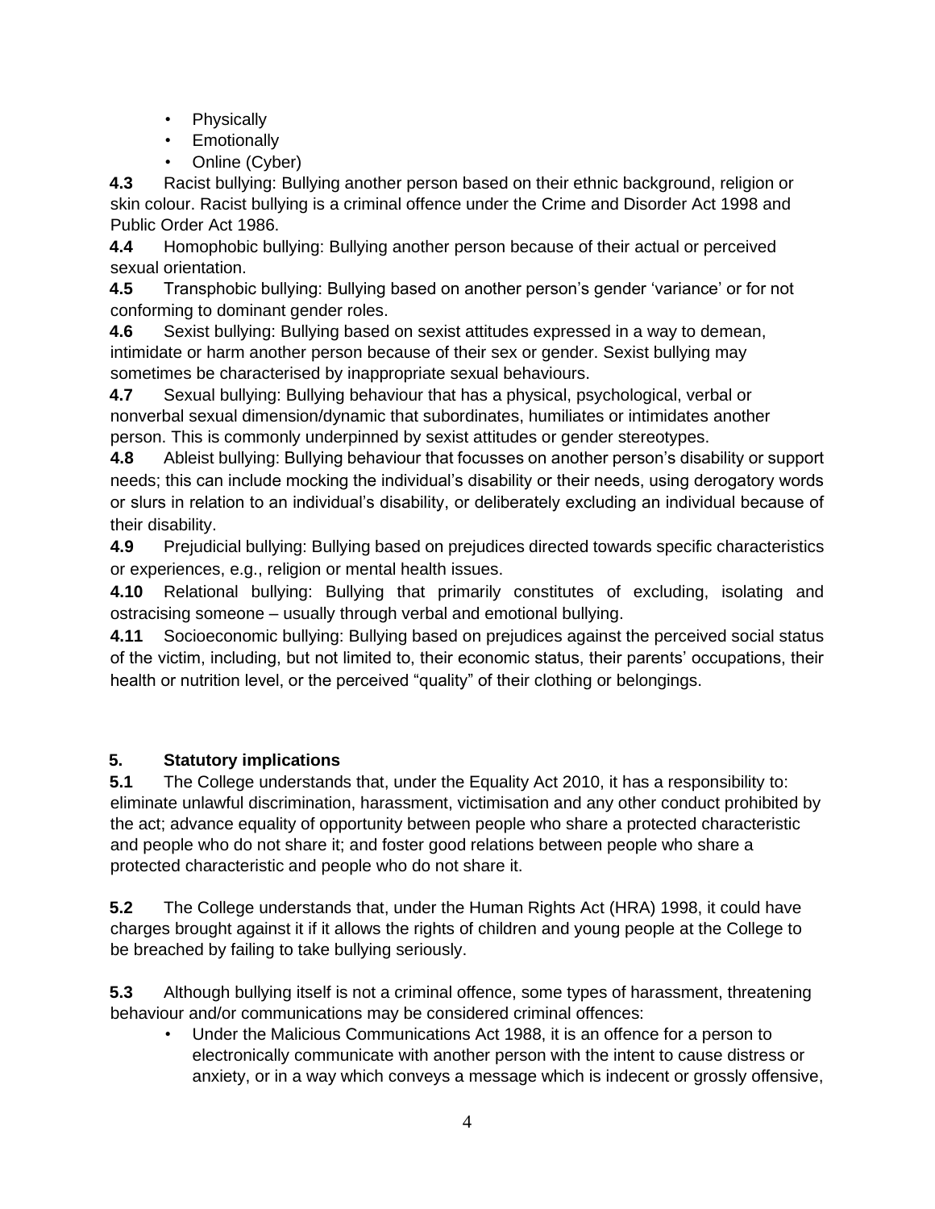- Physically
- Emotionally
- Online (Cyber)

**4.3** Racist bullying: Bullying another person based on their ethnic background, religion or skin colour. Racist bullying is a criminal offence under the Crime and Disorder Act 1998 and Public Order Act 1986.

**4.4** Homophobic bullying: Bullying another person because of their actual or perceived sexual orientation.

**4.5** Transphobic bullying: Bullying based on another person's gender 'variance' or for not conforming to dominant gender roles.

**4.6** Sexist bullying: Bullying based on sexist attitudes expressed in a way to demean, intimidate or harm another person because of their sex or gender. Sexist bullying may sometimes be characterised by inappropriate sexual behaviours.

**4.7** Sexual bullying: Bullying behaviour that has a physical, psychological, verbal or nonverbal sexual dimension/dynamic that subordinates, humiliates or intimidates another person. This is commonly underpinned by sexist attitudes or gender stereotypes.

**4.8** Ableist bullying: Bullying behaviour that focusses on another person's disability or support needs; this can include mocking the individual's disability or their needs, using derogatory words or slurs in relation to an individual's disability, or deliberately excluding an individual because of their disability.

**4.9** Prejudicial bullying: Bullying based on prejudices directed towards specific characteristics or experiences, e.g., religion or mental health issues.

**4.10** Relational bullying: Bullying that primarily constitutes of excluding, isolating and ostracising someone – usually through verbal and emotional bullying.

**4.11** Socioeconomic bullying: Bullying based on prejudices against the perceived social status of the victim, including, but not limited to, their economic status, their parents' occupations, their health or nutrition level, or the perceived "quality" of their clothing or belongings.

## 5. Statutory implications

**5.1** The College understands that, under the Equality Act 2010, it has a responsibility to: eliminate unlawful discrimination, harassment, victimisation and any other conduct prohibited by the act; advance equality of opportunity between people who share a protected characteristic and people who do not share it; and foster good relations between people who share a protected characteristic and people who do not share it.

**5.2** The College understands that, under the Human Rights Act (HRA) 1998, it could have charges brought against it if it allows the rights of children and young people at the College to be breached by failing to take bullying seriously.

**5.3** Although bullying itself is not a criminal offence, some types of harassment, threatening behaviour and/or communications may be considered criminal offences:

- Under the Malicious Communications Act 1988, it is an offence for a person to electronically communicate with another person with the intent to cause distress or anxiety, or in a way which conveys a message which is indecent or grossly offensive,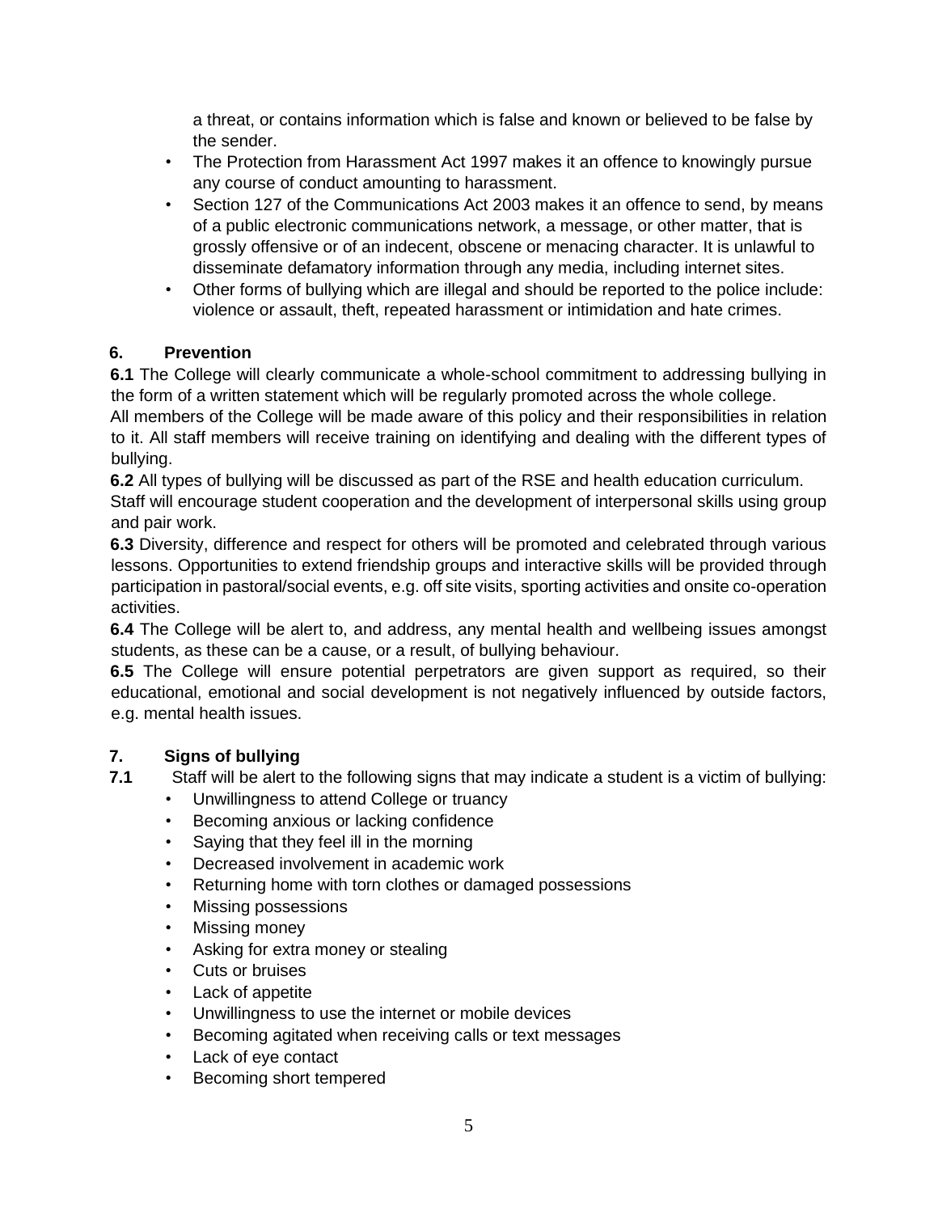a threat, or contains information which is false and known or believed to be false by the sender.

- The Protection from Harassment Act 1997 makes it an offence to knowingly pursue any course of conduct amounting to harassment.
- Section 127 of the Communications Act 2003 makes it an offence to send, by means of a public electronic communications network, a message, or other matter, that is grossly offensive or of an indecent, obscene or menacing character. It is unlawful to disseminate defamatory information through any media, including internet sites.
- Other forms of bullying which are illegal and should be reported to the police include: violence or assault, theft, repeated harassment or intimidation and hate crimes.

## 6. Prevention

**6.1** The College will clearly communicate a whole-school commitment to addressing bullying in the form of a written statement which will be regularly promoted across the whole college. All members of the College will be made aware of this policy and their responsibilities in relation to it. All staff members will receive training on identifying and dealing with the different types of bullying.

**6.2** All types of bullying will be discussed as part of the RSE and health education curriculum. Staff will encourage student cooperation and the development of interpersonal skills using group and pair work.

**6.3** Diversity, difference and respect for others will be promoted and celebrated through various lessons. Opportunities to extend friendship groups and interactive skills will be provided through participation in pastoral/social events, e.g. off site visits, sporting activities and onsite co-operation activities.

**6.4** The College will be alert to, and address, any mental health and wellbeing issues amongst students, as these can be a cause, or a result, of bullying behaviour.

**6.5** The College will ensure potential perpetrators are given support as required, so their educational, emotional and social development is not negatively influenced by outside factors, e.g. mental health issues.

## 7. Signs of bullying

**7.1** Staff will be alert to the following signs that may indicate a student is a victim of bullying:

- Unwillingness to attend College or truancy
- Becoming anxious or lacking confidence
- Saying that they feel ill in the morning
- Decreased involvement in academic work
- Returning home with torn clothes or damaged possessions
- Missing possessions
- Missing money
- Asking for extra money or stealing
- Cuts or bruises
- Lack of appetite
- Unwillingness to use the internet or mobile devices
- Becoming agitated when receiving calls or text messages
- Lack of eye contact
- Becoming short tempered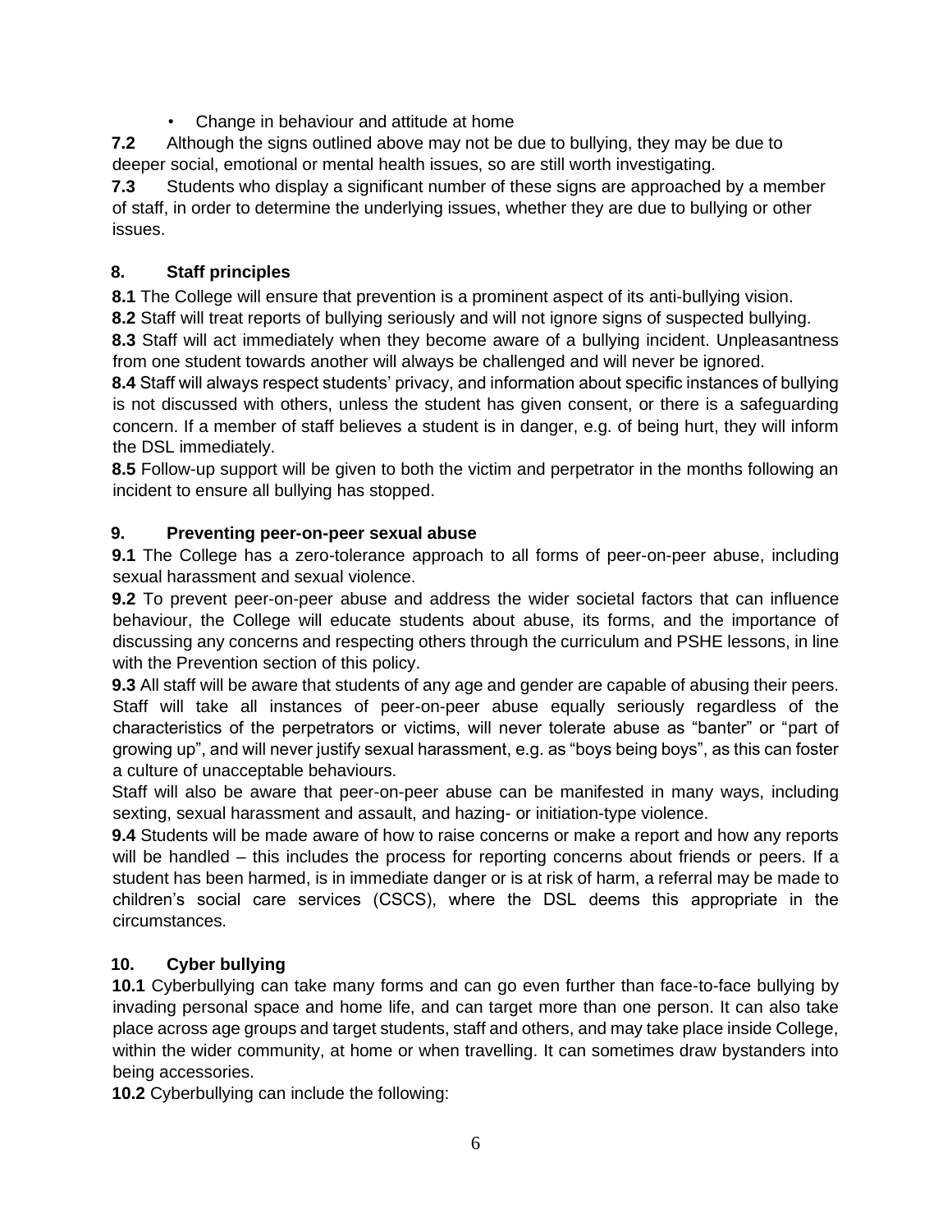- Change in behaviour and attitude at home

**7.2** Although the signs outlined above may not be due to bullying, they may be due to deeper social, emotional or mental health issues, so are still worth investigating.

**7.3** Students who display a significant number of these signs are approached by a member of staff, in order to determine the underlying issues, whether they are due to bullying or other issues.

## 8. Staff principles

**8.1** The College will ensure that prevention is a prominent aspect of its anti-bullying vision.

**8.2** Staff will treat reports of bullying seriously and will not ignore signs of suspected bullying.

**8.3** Staff will act immediately when they become aware of a bullying incident. Unpleasantness from one student towards another will always be challenged and will never be ignored.

**8.4** Staff will always respect students' privacy, and information about specific instances of bullying is not discussed with others, unless the student has given consent, or there is a safeguarding concern. If a member of staff believes a student is in danger, e.g. of being hurt, they will inform the DSL immediately.

**8.5** Follow-up support will be given to both the victim and perpetrator in the months following an incident to ensure all bullying has stopped.

## 9. Preventing peer-on-peer sexual abuse

**9.1** The College has a zero-tolerance approach to all forms of peer-on-peer abuse, including sexual harassment and sexual violence.

**9.2** To prevent peer-on-peer abuse and address the wider societal factors that can influence behaviour, the College will educate students about abuse, its forms, and the importance of discussing any concerns and respecting others through the curriculum and PSHE lessons, in line with the Prevention section of this policy.

**9.3** All staff will be aware that students of any age and gender are capable of abusing their peers. Staff will take all instances of peer-on-peer abuse equally seriously regardless of the characteristics of the perpetrators or victims, will never tolerate abuse as "banter" or "part of growing up", and will never justify sexual harassment, e.g. as "boys being boys", as this can foster a culture of unacceptable behaviours.

Staff will also be aware that peer-on-peer abuse can be manifested in many ways, including sexting, sexual harassment and assault, and hazing- or initiation-type violence.

**9.4** Students will be made aware of how to raise concerns or make a report and how any reports will be handled – this includes the process for reporting concerns about friends or peers. If a student has been harmed, is in immediate danger or is at risk of harm, a referral may be made to children's social care services (CSCS), where the DSL deems this appropriate in the circumstances.

## 10. Cyber bullying

**10.1** Cyberbullying can take many forms and can go even further than face-to-face bullying by invading personal space and home life, and can target more than one person. It can also take place across age groups and target students, staff and others, and may take place inside College, within the wider community, at home or when travelling. It can sometimes draw bystanders into being accessories.

**10.2** Cyberbullying can include the following: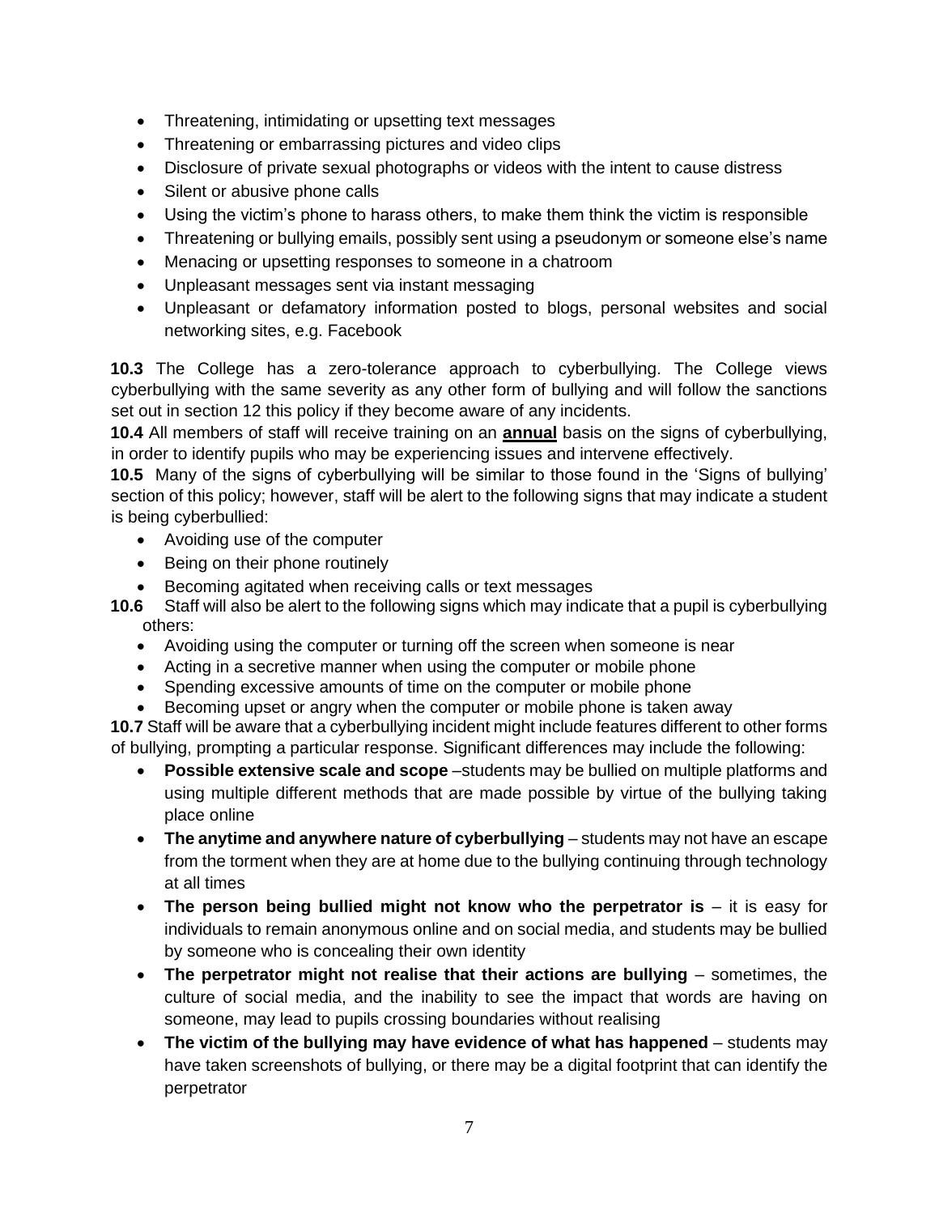- Threatening, intimidating or upsetting text messages
- Threatening or embarrassing pictures and video clips
- Disclosure of private sexual photographs or videos with the intent to cause distress
- Silent or abusive phone calls
- Using the victim's phone to harass others, to make them think the victim is responsible
- Threatening or bullying emails, possibly sent using a pseudonym or someone else's name
- Menacing or upsetting responses to someone in a chatroom
- Unpleasant messages sent via instant messaging
- Unpleasant or defamatory information posted to blogs, personal websites and social networking sites, e.g. Facebook

**10.3** The College has a zero-tolerance approach to cyberbullying. The College views cyberbullying with the same severity as any other form of bullying and will follow the sanctions set out in section 12 this policy if they become aware of any incidents.

**10.4** All members of staff will receive training on an **annual** basis on the signs of cyberbullying, in order to identify pupils who may be experiencing issues and intervene effectively.

**10.5** Many of the signs of cyberbullying will be similar to those found in the 'Signs of bullying' section of this policy; however, staff will be alert to the following signs that may indicate a student is being cyberbullied:

- Avoiding use of the computer
- Being on their phone routinely
- Becoming agitated when receiving calls or text messages

**10.6** Staff will also be alert to the following signs which may indicate that a pupil is cyberbullying others:

- Avoiding using the computer or turning off the screen when someone is near
- Acting in a secretive manner when using the computer or mobile phone
- Spending excessive amounts of time on the computer or mobile phone
- Becoming upset or angry when the computer or mobile phone is taken away

**10.7** Staff will be aware that a cyberbullying incident might include features different to other forms of bullying, prompting a particular response. Significant differences may include the following:

- **Possible extensive scale and scope** –students may be bullied on multiple platforms and using multiple different methods that are made possible by virtue of the bullying taking place online
- **The anytime and anywhere nature of cyberbullying** – students may not have an escape from the torment when they are at home due to the bullying continuing through technology at all times
- **The person being bullied might not know who the perpetrator is** – it is easy for individuals to remain anonymous online and on social media, and students may be bullied by someone who is concealing their own identity
- **The perpetrator might not realise that their actions are bullying** – sometimes, the culture of social media, and the inability to see the impact that words are having on someone, may lead to pupils crossing boundaries without realising
- **The victim of the bullying may have evidence of what has happened** – students may have taken screenshots of bullying, or there may be a digital footprint that can identify the perpetrator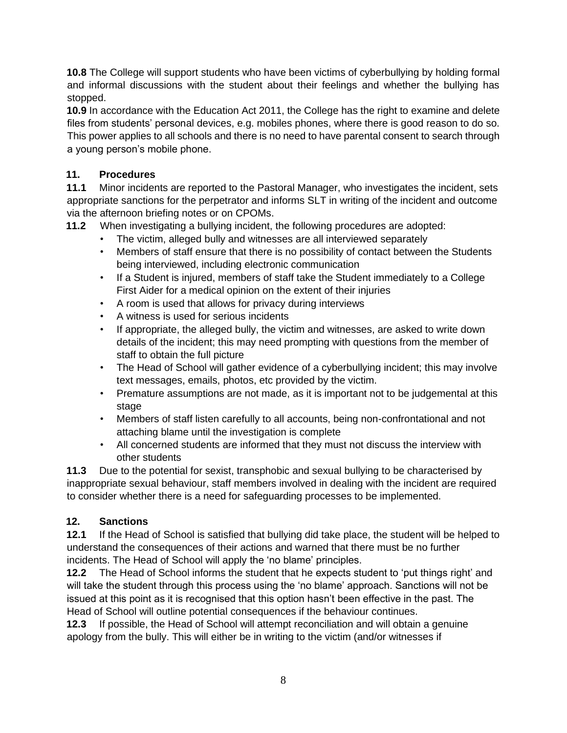**10.8** The College will support students who have been victims of cyberbullying by holding formal and informal discussions with the student about their feelings and whether the bullying has stopped.

**10.9** In accordance with the Education Act 2011, the College has the right to examine and delete files from students' personal devices, e.g. mobiles phones, where there is good reason to do so. This power applies to all schools and there is no need to have parental consent to search through a young person's mobile phone.

## 11. Procedures

**11.1** Minor incidents are reported to the Pastoral Manager, who investigates the incident, sets appropriate sanctions for the perpetrator and informs SLT in writing of the incident and outcome via the afternoon briefing notes or on CPOMs.

**11.2** When investigating a bullying incident, the following procedures are adopted:

- The victim, alleged bully and witnesses are all interviewed separately
- Members of staff ensure that there is no possibility of contact between the Students being interviewed, including electronic communication
- If a Student is injured, members of staff take the Student immediately to a College First Aider for a medical opinion on the extent of their injuries
- A room is used that allows for privacy during interviews
- A witness is used for serious incidents
- If appropriate, the alleged bully, the victim and witnesses, are asked to write down details of the incident; this may need prompting with questions from the member of staff to obtain the full picture
- The Head of School will gather evidence of a cyberbullying incident; this may involve text messages, emails, photos, etc provided by the victim.
- Premature assumptions are not made, as it is important not to be judgemental at this stage
- Members of staff listen carefully to all accounts, being non-confrontational and not attaching blame until the investigation is complete
- All concerned students are informed that they must not discuss the interview with other students

**11.3** Due to the potential for sexist, transphobic and sexual bullying to be characterised by inappropriate sexual behaviour, staff members involved in dealing with the incident are required to consider whether there is a need for safeguarding processes to be implemented.

## 12. Sanctions

**12.1** If the Head of School is satisfied that bullying did take place, the student will be helped to understand the consequences of their actions and warned that there must be no further incidents. The Head of School will apply the 'no blame' principles.

**12.2** The Head of School informs the student that he expects student to 'put things right' and will take the student through this process using the 'no blame' approach. Sanctions will not be issued at this point as it is recognised that this option hasn't been effective in the past. The Head of School will outline potential consequences if the behaviour continues.

**12.3** If possible, the Head of School will attempt reconciliation and will obtain a genuine apology from the bully. This will either be in writing to the victim (and/or witnesses if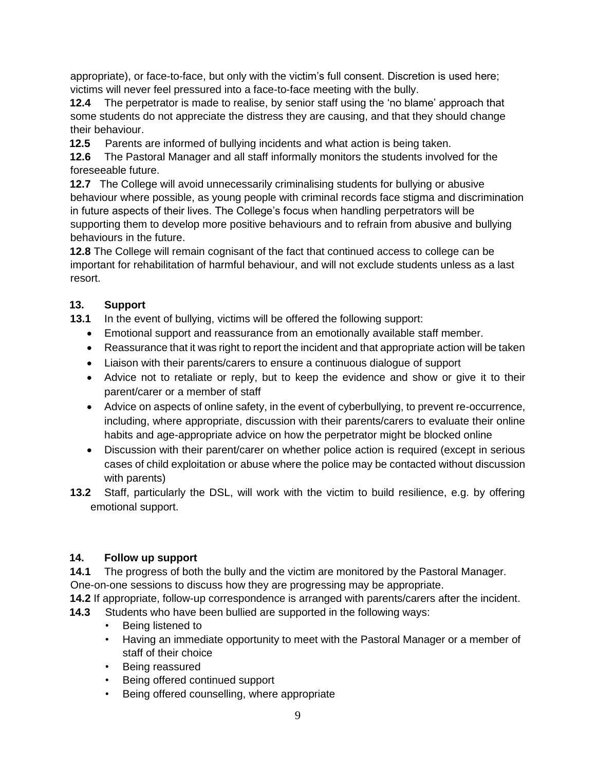appropriate), or face-to-face, but only with the victim's full consent. Discretion is used here; victims will never feel pressured into a face-to-face meeting with the bully.

**12.4** The perpetrator is made to realise, by senior staff using the 'no blame' approach that some students do not appreciate the distress they are causing, and that they should change their behaviour.

**12.5** Parents are informed of bullying incidents and what action is being taken.

**12.6** The Pastoral Manager and all staff informally monitors the students involved for the foreseeable future.

**12.7** The College will avoid unnecessarily criminalising students for bullying or abusive behaviour where possible, as young people with criminal records face stigma and discrimination in future aspects of their lives. The College's focus when handling perpetrators will be supporting them to develop more positive behaviours and to refrain from abusive and bullying behaviours in the future.

**12.8** The College will remain cognisant of the fact that continued access to college can be important for rehabilitation of harmful behaviour, and will not exclude students unless as a last resort.

## 13. Support

**13.1** In the event of bullying, victims will be offered the following support:

- Emotional support and reassurance from an emotionally available staff member.
- Reassurance that it was right to report the incident and that appropriate action will be taken
- Liaison with their parents/carers to ensure a continuous dialogue of support
- Advice not to retaliate or reply, but to keep the evidence and show or give it to their parent/carer or a member of staff
- Advice on aspects of online safety, in the event of cyberbullying, to prevent re-occurrence, including, where appropriate, discussion with their parents/carers to evaluate their online habits and age-appropriate advice on how the perpetrator might be blocked online
- Discussion with their parent/carer on whether police action is required (except in serious cases of child exploitation or abuse where the police may be contacted without discussion with parents)

**13.2** Staff, particularly the DSL, will work with the victim to build resilience, e.g. by offering emotional support.

## 14. Follow up support

**14.1** The progress of both the bully and the victim are monitored by the Pastoral Manager. One-on-one sessions to discuss how they are progressing may be appropriate.

**14.2** If appropriate, follow-up correspondence is arranged with parents/carers after the incident.

**14.3** Students who have been bullied are supported in the following ways:

- Being listened to
- Having an immediate opportunity to meet with the Pastoral Manager or a member of staff of their choice
- Being reassured
- Being offered continued support
- Being offered counselling, where appropriate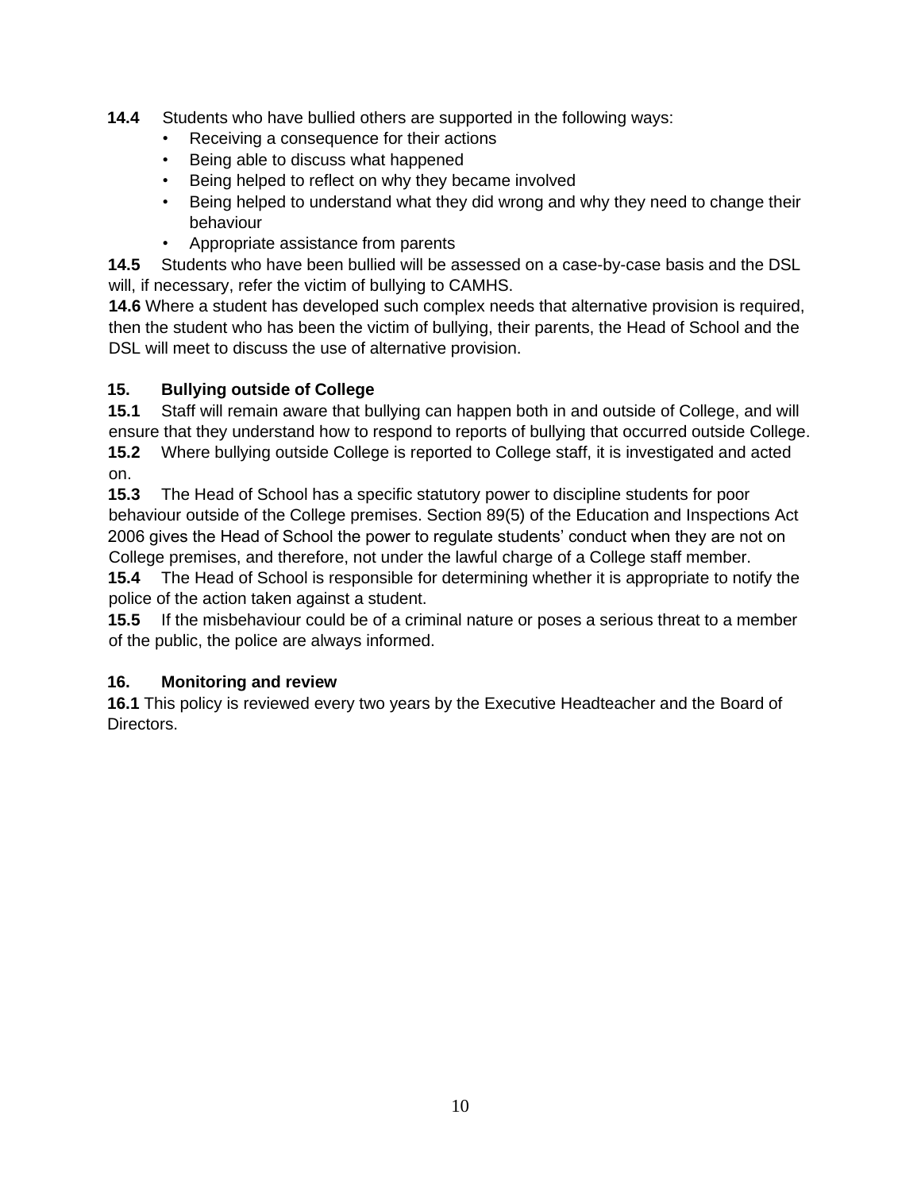**14.4** Students who have bullied others are supported in the following ways:

- Receiving a consequence for their actions
- Being able to discuss what happened
- Being helped to reflect on why they became involved
- Being helped to understand what they did wrong and why they need to change their behaviour
- Appropriate assistance from parents

**14.5** Students who have been bullied will be assessed on a case-by-case basis and the DSL will, if necessary, refer the victim of bullying to CAMHS.

**14.6** Where a student has developed such complex needs that alternative provision is required, then the student who has been the victim of bullying, their parents, the Head of School and the DSL will meet to discuss the use of alternative provision.

## 15. Bullying outside of College

**15.1** Staff will remain aware that bullying can happen both in and outside of College, and will ensure that they understand how to respond to reports of bullying that occurred outside College.

**15.2** Where bullying outside College is reported to College staff, it is investigated and acted on.

**15.3** The Head of School has a specific statutory power to discipline students for poor behaviour outside of the College premises. Section 89(5) of the Education and Inspections Act 2006 gives the Head of School the power to regulate students' conduct when they are not on College premises, and therefore, not under the lawful charge of a College staff member.

**15.4** The Head of School is responsible for determining whether it is appropriate to notify the police of the action taken against a student.

**15.5** If the misbehaviour could be of a criminal nature or poses a serious threat to a member of the public, the police are always informed.

## 16. Monitoring and review

**16.1** This policy is reviewed every two years by the Executive Headteacher and the Board of Directors.